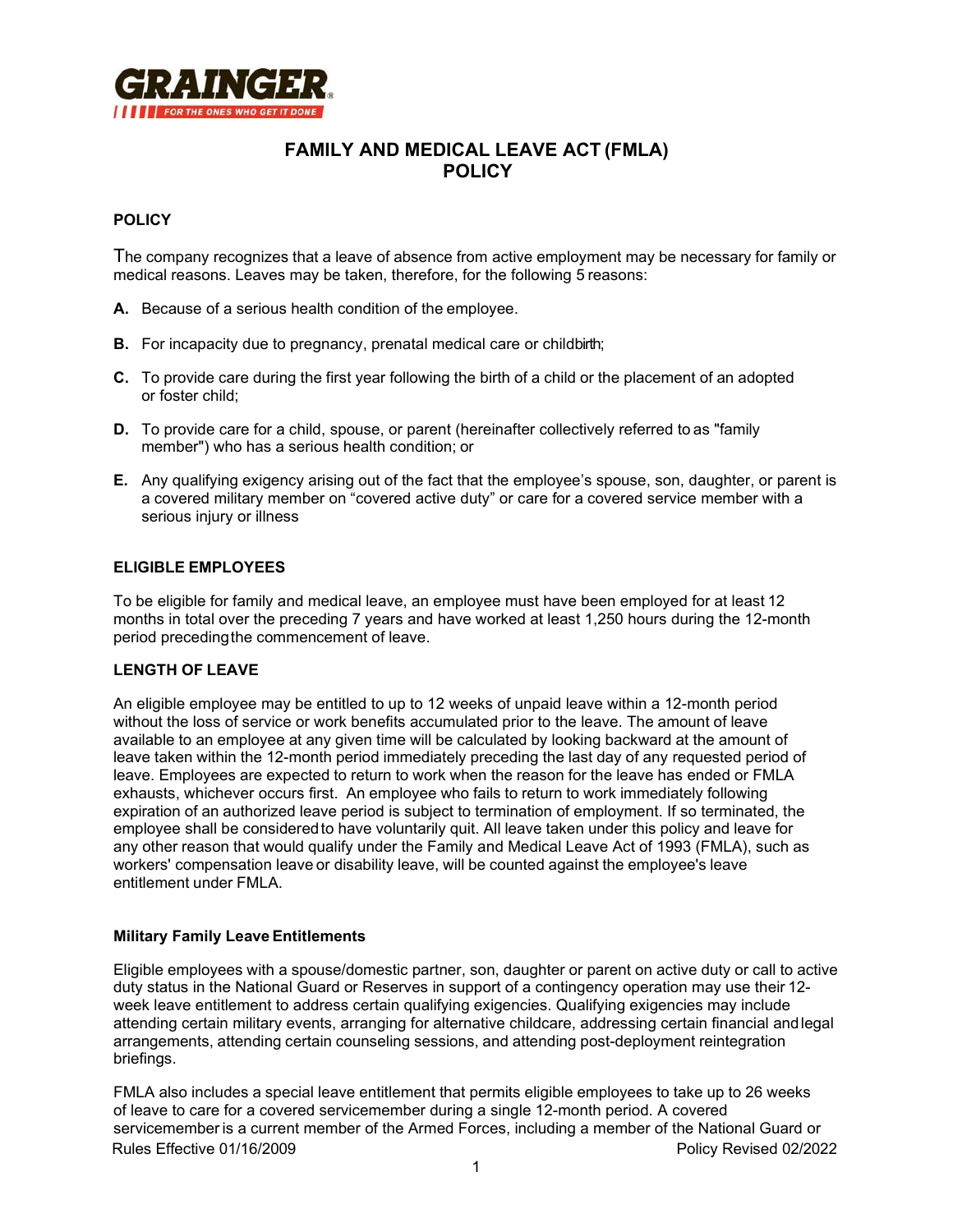# FAMILY AND MEDICAL LEAVE ACT (FMLA) POLICY

## POLICY

The company recognizes that a leave of absence from active employment may be necessary for family or medical reasons. Leaves may be taken, therefore, for the following 5 reasons:

**A.** Because of a serious health condition of the employee.

**B.** For incapacity due to pregnancy, prenatal medical care or childbirth;

**C.** To provide care during the first year following the birth of a child or the placement of an adopted or foster child;

**D.** To provide care for a child, spouse, or parent (hereinafter collectively referred to as "family member") who has a serious health condition; or

**E.** Any qualifying exigency arising out of the fact that the employee's spouse, son, daughter, or parent is a covered military member on "covered active duty" or care for a covered service member with a serious injury or illness

## ELIGIBLE EMPLOYEES

To be eligible for family and medical leave, an employee must have been employed for at least 12 months in total over the preceding 7 years and have worked at least 1,250 hours during the 12-month period preceding the commencement of leave.

## LENGTH OF LEAVE

An eligible employee may be entitled to up to 12 weeks of unpaid leave within a 12-month period without the loss of service or work benefits accumulated prior to the leave. The amount of leave available to an employee at any given time will be calculated by looking backward at the amount of leave taken within the 12-month period immediately preceding the last day of any requested period of leave. Employees are expected to return to work when the reason for the leave has ended or FMLA exhausts, whichever occurs first. An employee who fails to return to work immediately following expiration of an authorized leave period is subject to termination of employment. If so terminated, the employee shall be considered to have voluntarily quit. All leave taken under this policy and leave for any other reason that would qualify under the Family and Medical Leave Act of 1993 (FMLA), such as workers' compensation leave or disability leave, will be counted against the employee's leave entitlement under FMLA.

### Military Family Leave Entitlements

Eligible employees with a spouse/domestic partner, son, daughter or parent on active duty or call to active duty status in the National Guard or Reserves in support of a contingency operation may use their 12-week leave entitlement to address certain qualifying exigencies. Qualifying exigencies may include attending certain military events, arranging for alternative childcare, addressing certain financial and legal arrangements, attending certain counseling sessions, and attending post-deployment reintegration briefings.

FMLA also includes a special leave entitlement that permits eligible employees to take up to 26 weeks of leave to care for a covered servicemember during a single 12-month period. A covered servicemember is a current member of the Armed Forces, including a member of the National Guard or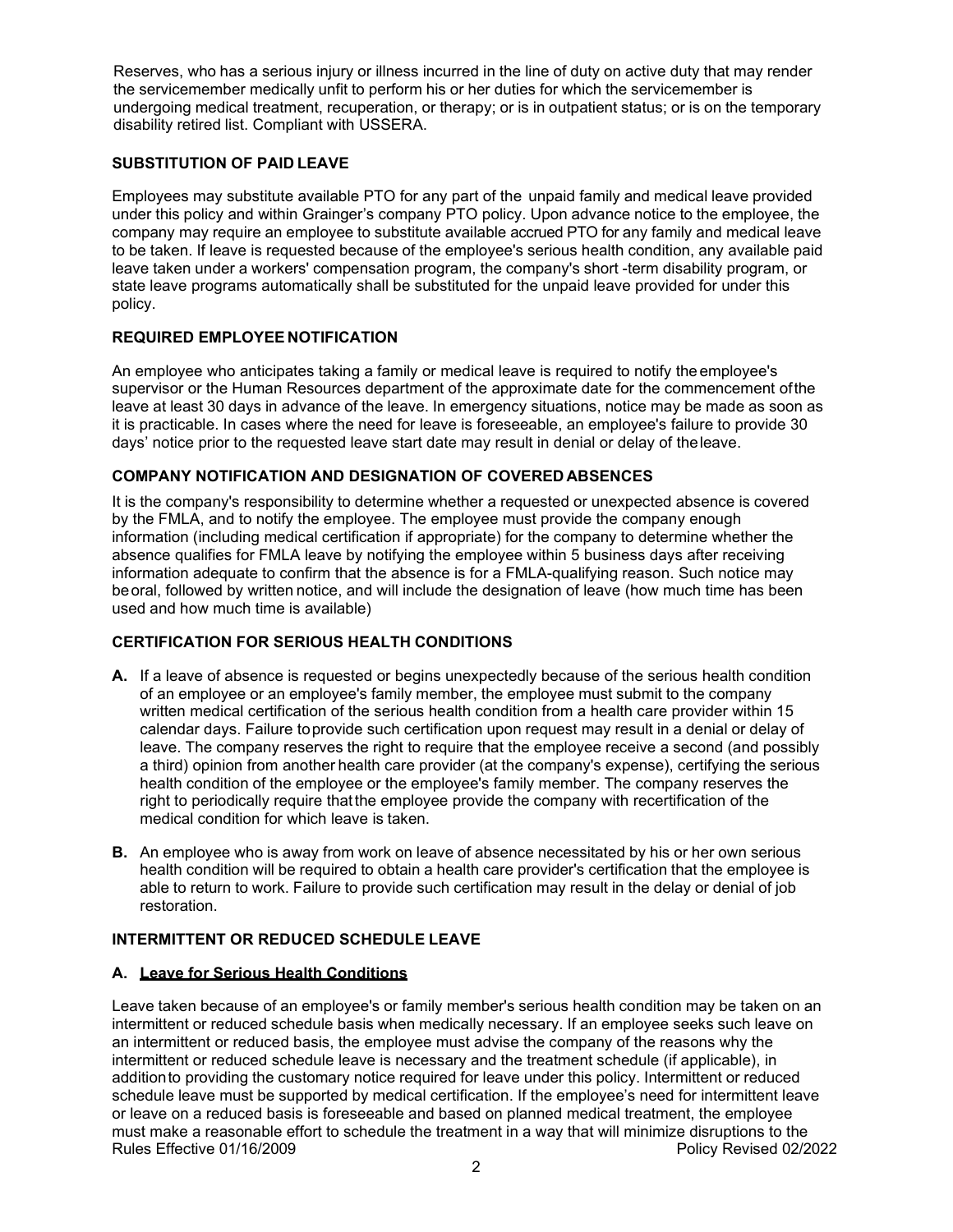Reserves, who has a serious injury or illness incurred in the line of duty on active duty that may render the servicemember medically unfit to perform his or her duties for which the servicemember is undergoing medical treatment, recuperation, or therapy; or is in outpatient status; or is on the temporary disability retired list. Compliant with USSERA.

### SUBSTITUTION OF PAID LEAVE

Employees may substitute available PTO for any part of the unpaid family and medical leave provided under this policy and within Grainger's company PTO policy. Upon advance notice to the employee, the company may require an employee to substitute available accrued PTO for any family and medical leave to be taken. If leave is requested because of the employee's serious health condition, any available paid leave taken under a workers' compensation program, the company's short -term disability program, or state leave programs automatically shall be substituted for the unpaid leave provided for under this policy.

### REQUIRED EMPLOYEE NOTIFICATION

An employee who anticipates taking a family or medical leave is required to notify the employee's supervisor or the Human Resources department of the approximate date for the commencement of the leave at least 30 days in advance of the leave. In emergency situations, notice may be made as soon as it is practicable. In cases where the need for leave is foreseeable, an employee's failure to provide 30 days' notice prior to the requested leave start date may result in denial or delay of the leave.

### COMPANY NOTIFICATION AND DESIGNATION OF COVERED ABSENCES

It is the company's responsibility to determine whether a requested or unexpected absence is covered by the FMLA, and to notify the employee. The employee must provide the company enough information (including medical certification if appropriate) for the company to determine whether the absence qualifies for FMLA leave by notifying the employee within 5 business days after receiving information adequate to confirm that the absence is for a FMLA-qualifying reason. Such notice may be oral, followed by written notice, and will include the designation of leave (how much time has been used and how much time is available)

### CERTIFICATION FOR SERIOUS HEALTH CONDITIONS

**A.** If a leave of absence is requested or begins unexpectedly because of the serious health condition of an employee or an employee's family member, the employee must submit to the company written medical certification of the serious health condition from a health care provider within 15 calendar days. Failure to provide such certification upon request may result in a denial or delay of leave. The company reserves the right to require that the employee receive a second (and possibly a third) opinion from another health care provider (at the company's expense), certifying the serious health condition of the employee or the employee's family member. The company reserves the right to periodically require that the employee provide the company with recertification of the medical condition for which leave is taken.

**B.** An employee who is away from work on leave of absence necessitated by his or her own serious health condition will be required to obtain a health care provider's certification that the employee is able to return to work. Failure to provide such certification may result in the delay or denial of job restoration.

### INTERMITTENT OR REDUCED SCHEDULE LEAVE

#### A. Leave for Serious Health Conditions

Leave taken because of an employee's or family member's serious health condition may be taken on an intermittent or reduced schedule basis when medically necessary. If an employee seeks such leave on an intermittent or reduced basis, the employee must advise the company of the reasons why the intermittent or reduced schedule leave is necessary and the treatment schedule (if applicable), in addition to providing the customary notice required for leave under this policy. Intermittent or reduced schedule leave must be supported by medical certification. If the employee's need for intermittent leave or leave on a reduced basis is foreseeable and based on planned medical treatment, the employee must make a reasonable effort to schedule the treatment in a way that will minimize disruptions to the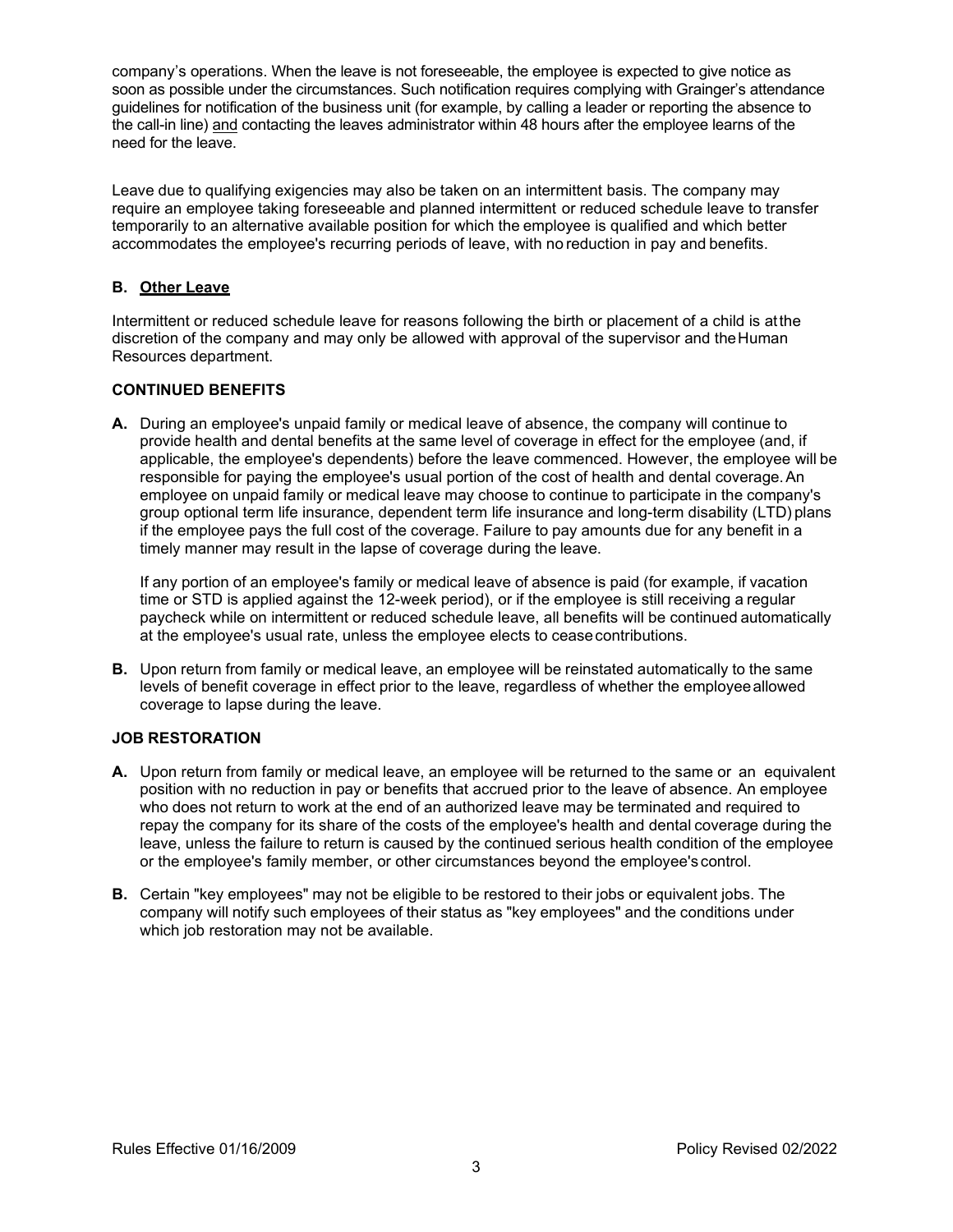company's operations. When the leave is not foreseeable, the employee is expected to give notice as soon as possible under the circumstances. Such notification requires complying with Grainger's attendance guidelines for notification of the business unit (for example, by calling a leader or reporting the absence to the call-in line) <u>and</u> contacting the leaves administrator within 48 hours after the employee learns of the need for the leave.

Leave due to qualifying exigencies may also be taken on an intermittent basis. The company may require an employee taking foreseeable and planned intermittent or reduced schedule leave to transfer temporarily to an alternative available position for which the employee is qualified and which better accommodates the employee's recurring periods of leave, with no reduction in pay and benefits.

**B. <u>Other Leave</u>**

Intermittent or reduced schedule leave for reasons following the birth or placement of a child is at the discretion of the company and may only be allowed with approval of the supervisor and the Human Resources department.

**CONTINUED BENEFITS**

**A.** During an employee's unpaid family or medical leave of absence, the company will continue to provide health and dental benefits at the same level of coverage in effect for the employee (and, if applicable, the employee's dependents) before the leave commenced. However, the employee will be responsible for paying the employee's usual portion of the cost of health and dental coverage. An employee on unpaid family or medical leave may choose to continue to participate in the company's group optional term life insurance, dependent term life insurance and long-term disability (LTD) plans if the employee pays the full cost of the coverage. Failure to pay amounts due for any benefit in a timely manner may result in the lapse of coverage during the leave.

If any portion of an employee's family or medical leave of absence is paid (for example, if vacation time or STD is applied against the 12-week period), or if the employee is still receiving a regular paycheck while on intermittent or reduced schedule leave, all benefits will be continued automatically at the employee's usual rate, unless the employee elects to cease contributions.

**B.** Upon return from family or medical leave, an employee will be reinstated automatically to the same levels of benefit coverage in effect prior to the leave, regardless of whether the employee allowed coverage to lapse during the leave.

**JOB RESTORATION**

**A.** Upon return from family or medical leave, an employee will be returned to the same or an equivalent position with no reduction in pay or benefits that accrued prior to the leave of absence. An employee who does not return to work at the end of an authorized leave may be terminated and required to repay the company for its share of the costs of the employee's health and dental coverage during the leave, unless the failure to return is caused by the continued serious health condition of the employee or the employee's family member, or other circumstances beyond the employee's control.

**B.** Certain "key employees" may not be eligible to be restored to their jobs or equivalent jobs. The company will notify such employees of their status as "key employees" and the conditions under which job restoration may not be available.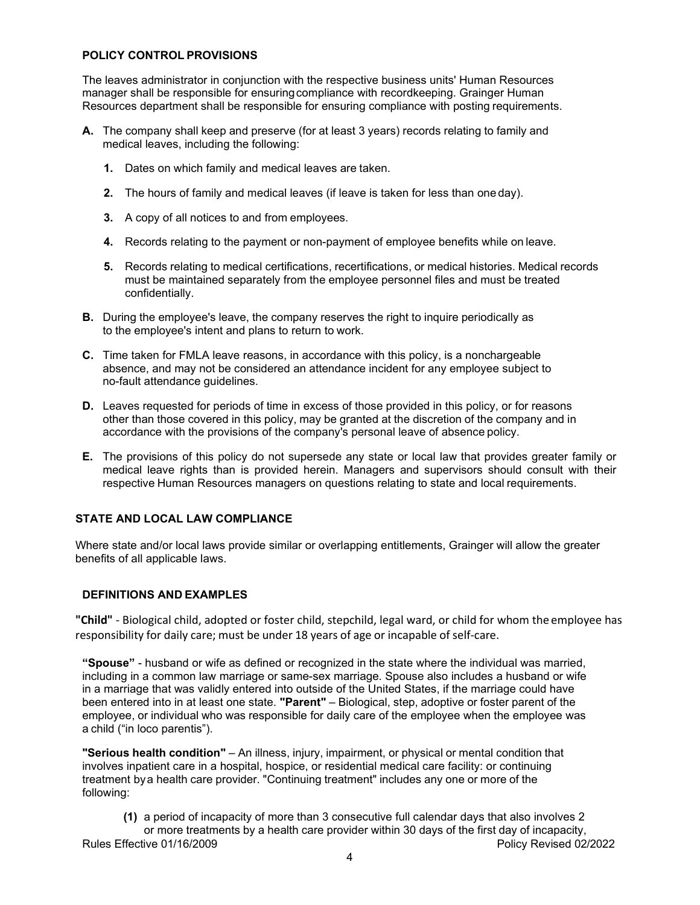## POLICY CONTROL PROVISIONS

The leaves administrator in conjunction with the respective business units' Human Resources manager shall be responsible for ensuring compliance with recordkeeping. Grainger Human Resources department shall be responsible for ensuring compliance with posting requirements.

**A.** The company shall keep and preserve (for at least 3 years) records relating to family and medical leaves, including the following:

  **1.** Dates on which family and medical leaves are taken.

  **2.** The hours of family and medical leaves (if leave is taken for less than one day).

  **3.** A copy of all notices to and from employees.

  **4.** Records relating to the payment or non-payment of employee benefits while on leave.

  **5.** Records relating to medical certifications, recertifications, or medical histories. Medical records must be maintained separately from the employee personnel files and must be treated confidentially.

**B.** During the employee's leave, the company reserves the right to inquire periodically as to the employee's intent and plans to return to work.

**C.** Time taken for FMLA leave reasons, in accordance with this policy, is a nonchargeable absence, and may not be considered an attendance incident for any employee subject to no-fault attendance guidelines.

**D.** Leaves requested for periods of time in excess of those provided in this policy, or for reasons other than those covered in this policy, may be granted at the discretion of the company and in accordance with the provisions of the company's personal leave of absence policy.

**E.** The provisions of this policy do not supersede any state or local law that provides greater family or medical leave rights than is provided herein. Managers and supervisors should consult with their respective Human Resources managers on questions relating to state and local requirements.

## STATE AND LOCAL LAW COMPLIANCE

Where state and/or local laws provide similar or overlapping entitlements, Grainger will allow the greater benefits of all applicable laws.

## DEFINITIONS AND EXAMPLES

**"Child"** - Biological child, adopted or foster child, stepchild, legal ward, or child for whom the employee has responsibility for daily care; must be under 18 years of age or incapable of self-care.

**"Spouse"** - husband or wife as defined or recognized in the state where the individual was married, including in a common law marriage or same-sex marriage. Spouse also includes a husband or wife in a marriage that was validly entered into outside of the United States, if the marriage could have been entered into in at least one state. **"Parent"** – Biological, step, adoptive or foster parent of the employee, or individual who was responsible for daily care of the employee when the employee was a child ("in loco parentis").

**"Serious health condition"** – An illness, injury, impairment, or physical or mental condition that involves inpatient care in a hospital, hospice, or residential medical care facility: or continuing treatment by a health care provider. "Continuing treatment" includes any one or more of the following:

  **(1)** a period of incapacity of more than 3 consecutive full calendar days that also involves 2 or more treatments by a health care provider within 30 days of the first day of incapacity,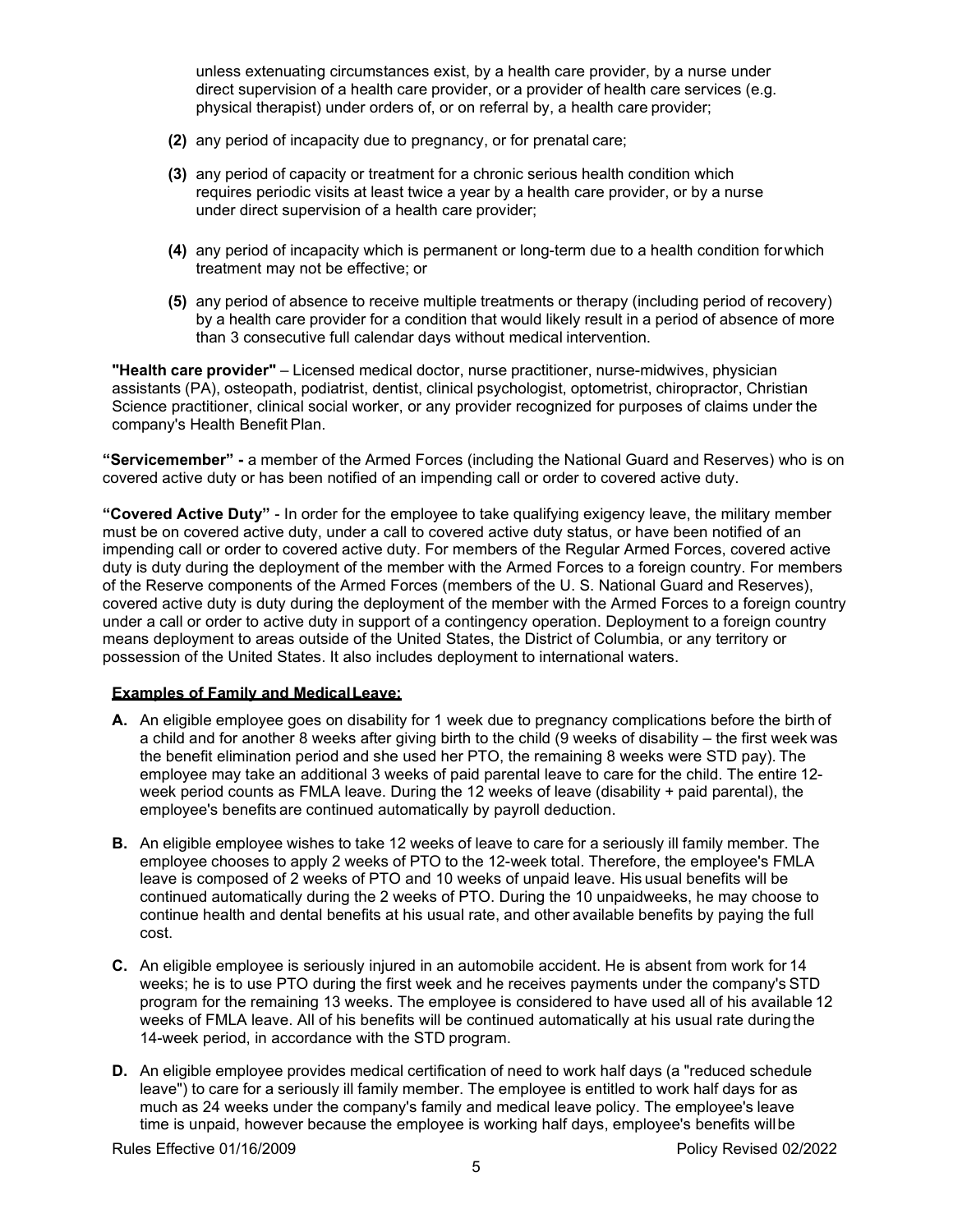unless extenuating circumstances exist, by a health care provider, by a nurse under direct supervision of a health care provider, or a provider of health care services (e.g. physical therapist) under orders of, or on referral by, a health care provider;

**(2)** any period of incapacity due to pregnancy, or for prenatal care;

**(3)** any period of capacity or treatment for a chronic serious health condition which requires periodic visits at least twice a year by a health care provider, or by a nurse under direct supervision of a health care provider;

**(4)** any period of incapacity which is permanent or long-term due to a health condition for which treatment may not be effective; or

**(5)** any period of absence to receive multiple treatments or therapy (including period of recovery) by a health care provider for a condition that would likely result in a period of absence of more than 3 consecutive full calendar days without medical intervention.

**"Health care provider"** – Licensed medical doctor, nurse practitioner, nurse-midwives, physician assistants (PA), osteopath, podiatrist, dentist, clinical psychologist, optometrist, chiropractor, Christian Science practitioner, clinical social worker, or any provider recognized for purposes of claims under the company's Health Benefit Plan.

**"Servicemember" -** a member of the Armed Forces (including the National Guard and Reserves) who is on covered active duty or has been notified of an impending call or order to covered active duty.

**"Covered Active Duty"** - In order for the employee to take qualifying exigency leave, the military member must be on covered active duty, under a call to covered active duty status, or have been notified of an impending call or order to covered active duty. For members of the Regular Armed Forces, covered active duty is duty during the deployment of the member with the Armed Forces to a foreign country. For members of the Reserve components of the Armed Forces (members of the U. S. National Guard and Reserves), covered active duty is duty during the deployment of the member with the Armed Forces to a foreign country under a call or order to active duty in support of a contingency operation. Deployment to a foreign country means deployment to areas outside of the United States, the District of Columbia, or any territory or possession of the United States. It also includes deployment to international waters.

**Examples of Family and Medical Leave:**

**A.** An eligible employee goes on disability for 1 week due to pregnancy complications before the birth of a child and for another 8 weeks after giving birth to the child (9 weeks of disability – the first week was the benefit elimination period and she used her PTO, the remaining 8 weeks were STD pay). The employee may take an additional 3 weeks of paid parental leave to care for the child. The entire 12-week period counts as FMLA leave. During the 12 weeks of leave (disability + paid parental), the employee's benefits are continued automatically by payroll deduction.

**B.** An eligible employee wishes to take 12 weeks of leave to care for a seriously ill family member. The employee chooses to apply 2 weeks of PTO to the 12-week total. Therefore, the employee's FMLA leave is composed of 2 weeks of PTO and 10 weeks of unpaid leave. His usual benefits will be continued automatically during the 2 weeks of PTO. During the 10 unpaid weeks, he may choose to continue health and dental benefits at his usual rate, and other available benefits by paying the full cost.

**C.** An eligible employee is seriously injured in an automobile accident. He is absent from work for 14 weeks; he is to use PTO during the first week and he receives payments under the company's STD program for the remaining 13 weeks. The employee is considered to have used all of his available 12 weeks of FMLA leave. All of his benefits will be continued automatically at his usual rate during the 14-week period, in accordance with the STD program.

**D.** An eligible employee provides medical certification of need to work half days (a "reduced schedule leave") to care for a seriously ill family member. The employee is entitled to work half days for as much as 24 weeks under the company's family and medical leave policy. The employee's leave time is unpaid, however because the employee is working half days, employee's benefits will be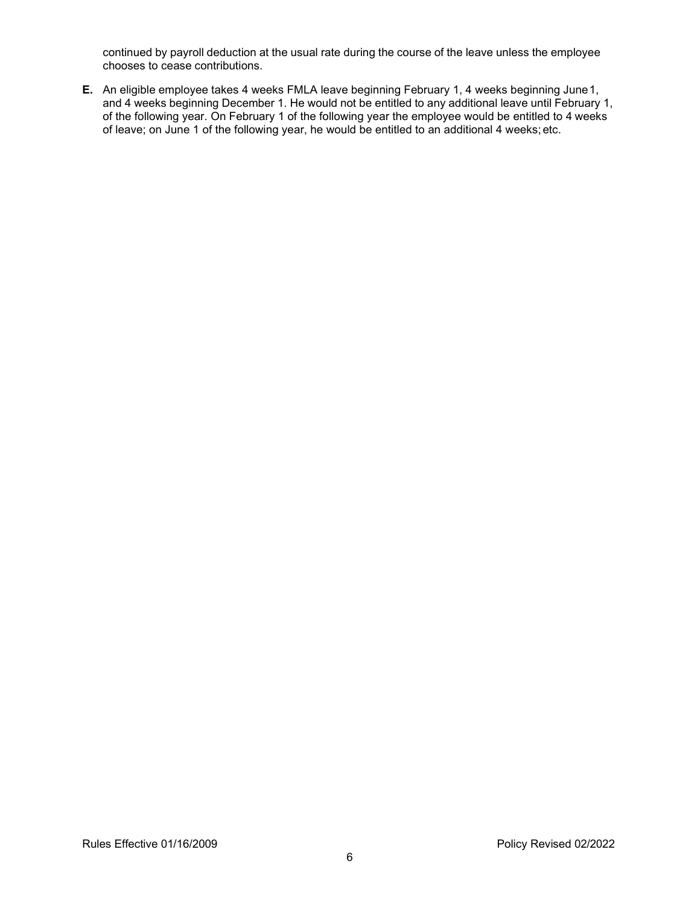continued by payroll deduction at the usual rate during the course of the leave unless the employee chooses to cease contributions.

**E.** An eligible employee takes 4 weeks FMLA leave beginning February 1, 4 weeks beginning June 1, and 4 weeks beginning December 1. He would not be entitled to any additional leave until February 1, of the following year. On February 1 of the following year the employee would be entitled to 4 weeks of leave; on June 1 of the following year, he would be entitled to an additional 4 weeks; etc.